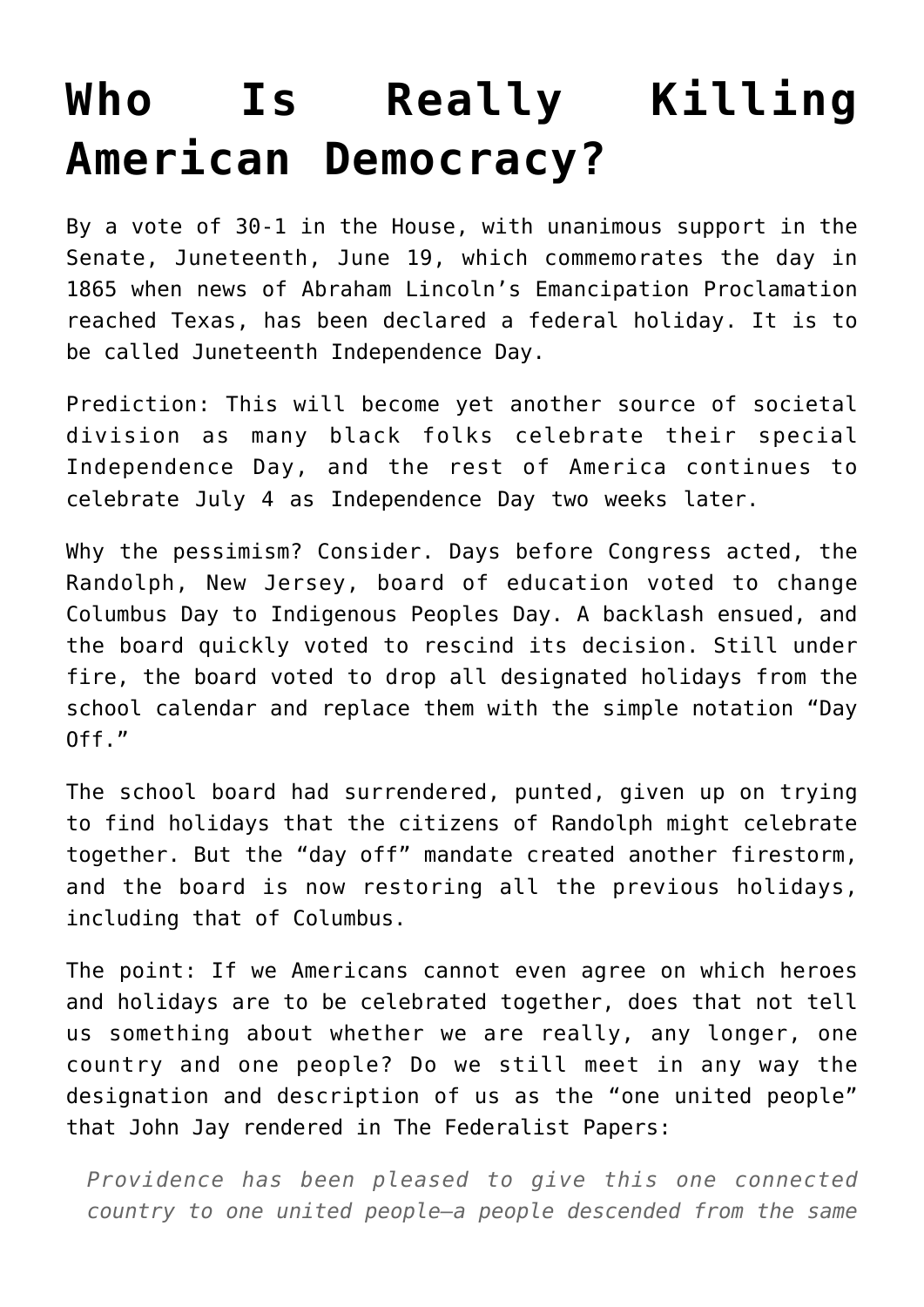# Who Is Really Killing American Democracy?

By a vote of 30-1 in the House, with unanimous support in the Senate, Juneteenth, June 19, which commemorates the day in 1865 when news of Abraham Lincoln's Emancipation Proclamation reached Texas, has been declared a federal holiday. It is to be called Juneteenth Independence Day.

Prediction: This will become yet another source of societal division as many black folks celebrate their special Independence Day, and the rest of America continues to celebrate July 4 as Independence Day two weeks later.

Why the pessimism? Consider. Days before Congress acted, the Randolph, New Jersey, board of education voted to change Columbus Day to Indigenous Peoples Day. A backlash ensued, and the board quickly voted to rescind its decision. Still under fire, the board voted to drop all designated holidays from the school calendar and replace them with the simple notation "Day Off."

The school board had surrendered, punted, given up on trying to find holidays that the citizens of Randolph might celebrate together. But the "day off" mandate created another firestorm, and the board is now restoring all the previous holidays, including that of Columbus.

The point: If we Americans cannot even agree on which heroes and holidays are to be celebrated together, does that not tell us something about whether we are really, any longer, one country and one people? Do we still meet in any way the designation and description of us as the "one united people" that John Jay rendered in The Federalist Papers:

> *Providence has been pleased to give this one connected country to one united people—a people descended from the same*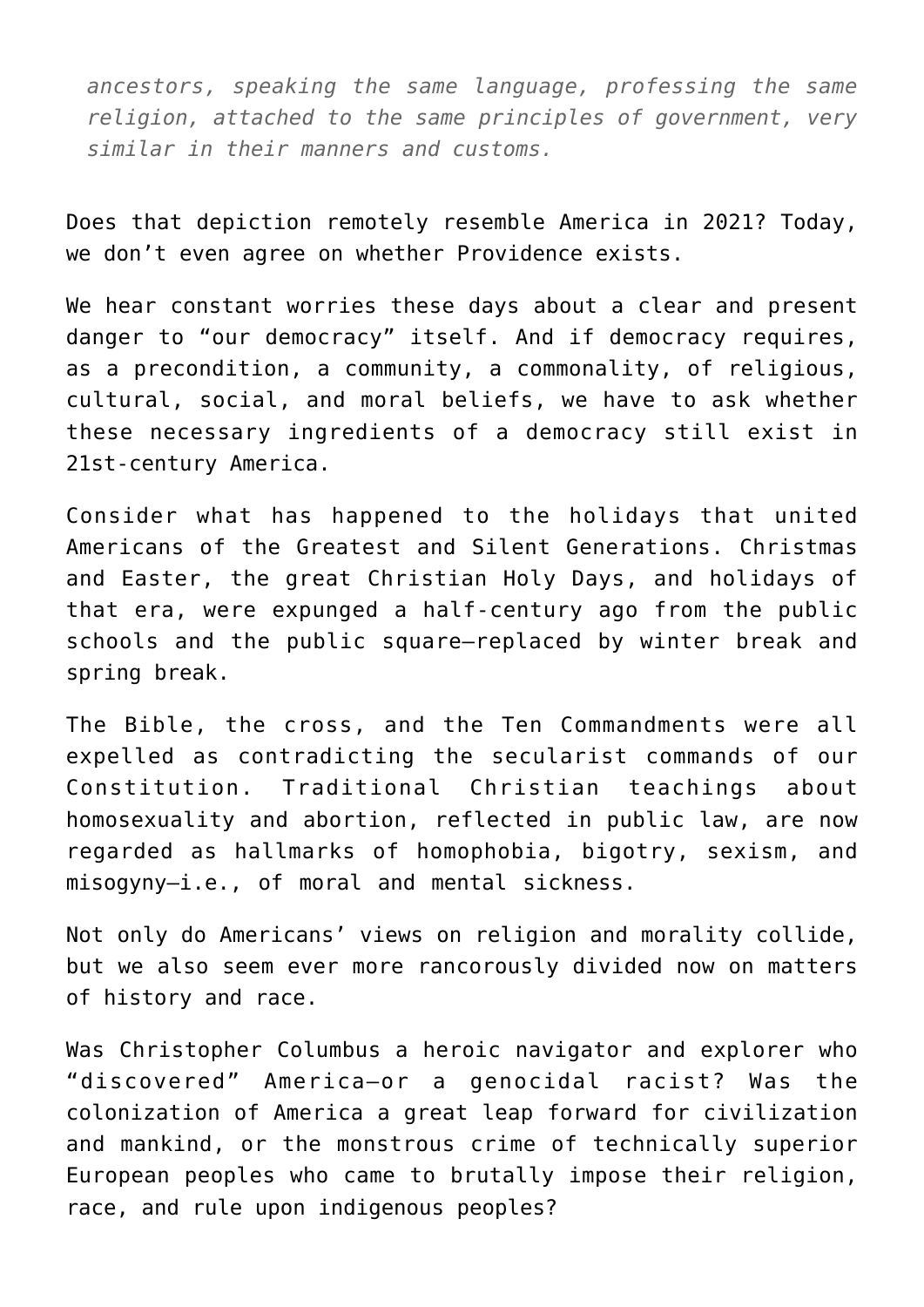> *ancestors, speaking the same language, professing the same religion, attached to the same principles of government, very similar in their manners and customs.*

Does that depiction remotely resemble America in 2021? Today, we don't even agree on whether Providence exists.

We hear constant worries these days about a clear and present danger to "our democracy" itself. And if democracy requires, as a precondition, a community, a commonality, of religious, cultural, social, and moral beliefs, we have to ask whether these necessary ingredients of a democracy still exist in 21st-century America.

Consider what has happened to the holidays that united Americans of the Greatest and Silent Generations. Christmas and Easter, the great Christian Holy Days, and holidays of that era, were expunged a half-century ago from the public schools and the public square—replaced by winter break and spring break.

The Bible, the cross, and the Ten Commandments were all expelled as contradicting the secularist commands of our Constitution. Traditional Christian teachings about homosexuality and abortion, reflected in public law, are now regarded as hallmarks of homophobia, bigotry, sexism, and misogyny—i.e., of moral and mental sickness.

Not only do Americans' views on religion and morality collide, but we also seem ever more rancorously divided now on matters of history and race.

Was Christopher Columbus a heroic navigator and explorer who "discovered" America—or a genocidal racist? Was the colonization of America a great leap forward for civilization and mankind, or the monstrous crime of technically superior European peoples who came to brutally impose their religion, race, and rule upon indigenous peoples?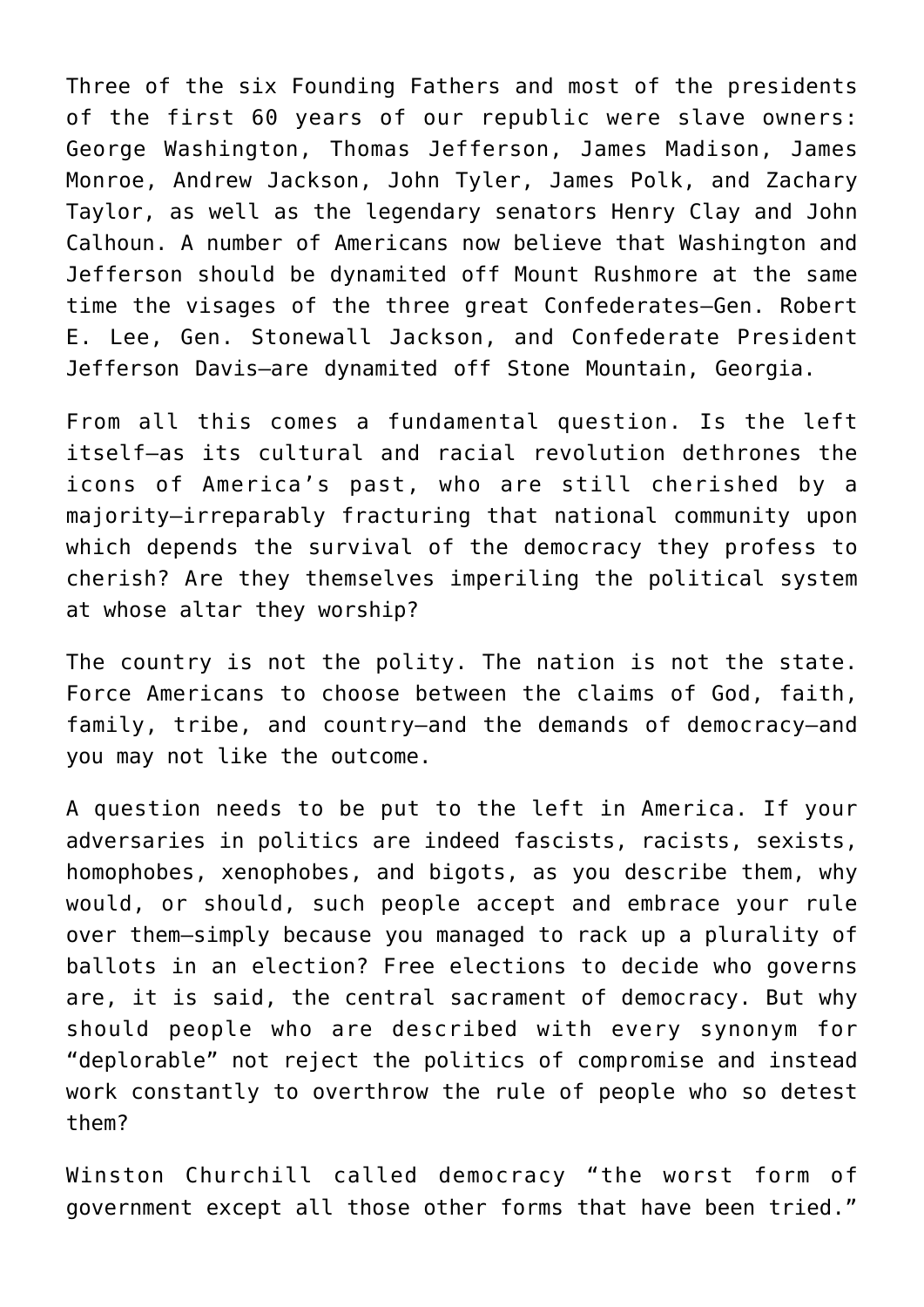Three of the six Founding Fathers and most of the presidents of the first 60 years of our republic were slave owners: George Washington, Thomas Jefferson, James Madison, James Monroe, Andrew Jackson, John Tyler, James Polk, and Zachary Taylor, as well as the legendary senators Henry Clay and John Calhoun. A number of Americans now believe that Washington and Jefferson should be dynamited off Mount Rushmore at the same time the visages of the three great Confederates—Gen. Robert E. Lee, Gen. Stonewall Jackson, and Confederate President Jefferson Davis—are dynamited off Stone Mountain, Georgia.

From all this comes a fundamental question. Is the left itself—as its cultural and racial revolution dethrones the icons of America's past, who are still cherished by a majority—irreparably fracturing that national community upon which depends the survival of the democracy they profess to cherish? Are they themselves imperiling the political system at whose altar they worship?

The country is not the polity. The nation is not the state. Force Americans to choose between the claims of God, faith, family, tribe, and country—and the demands of democracy—and you may not like the outcome.

A question needs to be put to the left in America. If your adversaries in politics are indeed fascists, racists, sexists, homophobes, xenophobes, and bigots, as you describe them, why would, or should, such people accept and embrace your rule over them—simply because you managed to rack up a plurality of ballots in an election? Free elections to decide who governs are, it is said, the central sacrament of democracy. But why should people who are described with every synonym for "deplorable" not reject the politics of compromise and instead work constantly to overthrow the rule of people who so detest them?

Winston Churchill called democracy "the worst form of government except all those other forms that have been tried."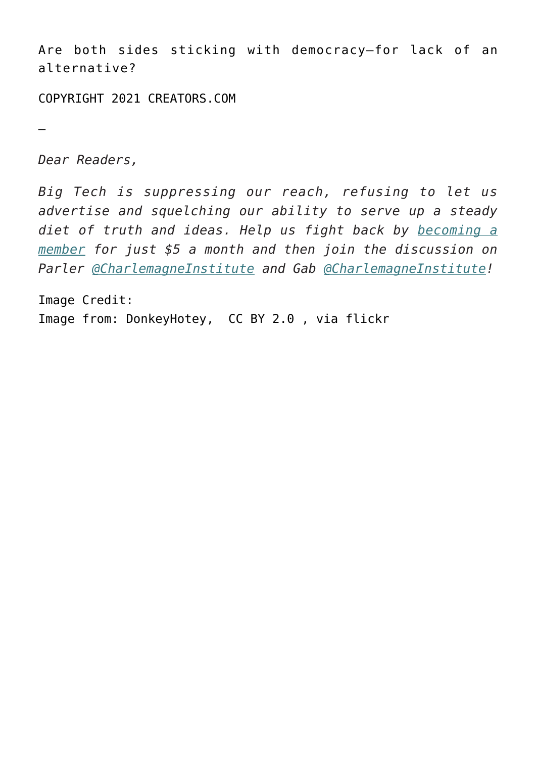Are both sides sticking with democracy—for lack of an alternative?

COPYRIGHT 2021 CREATORS.COM

—

*Dear Readers,*

*Big Tech is suppressing our reach, refusing to let us advertise and squelching our ability to serve up a steady diet of truth and ideas. Help us fight back by becoming a member for just $5 a month and then join the discussion on Parler @CharlemagneInstitute and Gab @CharlemagneInstitute!*

Image Credit:
Image from: DonkeyHotey, CC BY 2.0 , via flickr